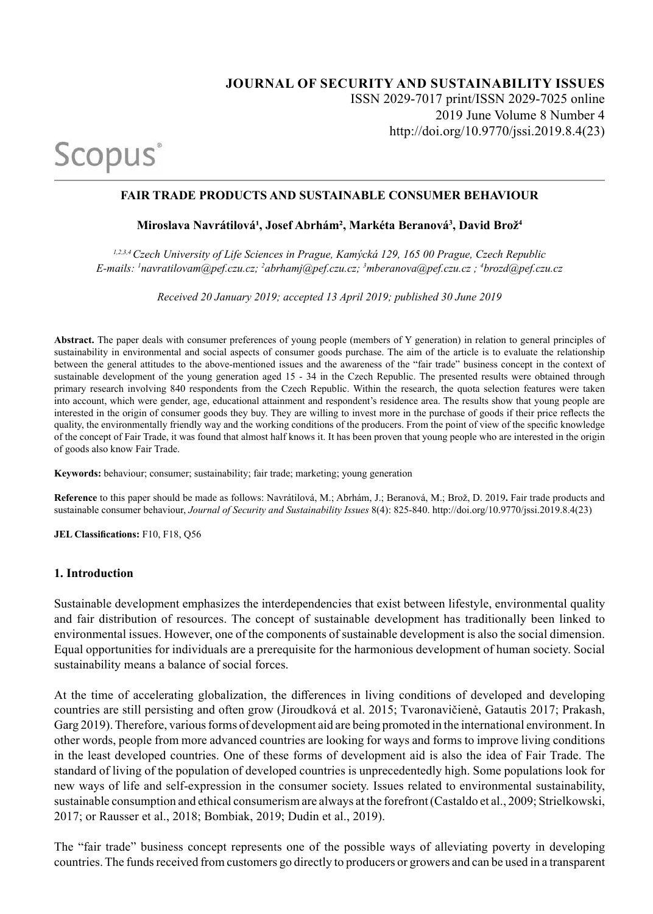**JOURNAL OF SECURITY AND SUSTAINABILITY ISSUES**
ISSN 2029-7017 print/ISSN 2029-7025 online
2019 June Volume 8 Number 4
http://doi.org/10.9770/jssi.2019.8.4(23)

# FAIR TRADE PRODUCTS AND SUSTAINABLE CONSUMER BEHAVIOUR

**Miroslava Navrátilová[1], Josef Abrhám[2], Markéta Beranová[3], David Brož[4]**

*[1,2,3,4] Czech University of Life Sciences in Prague, Kamýcká 129, 165 00 Prague, Czech Republic*
*E-mails: [1]navratilovam@pef.czu.cz; [2]abrhamj@pef.czu.cz; [3]mberanova@pef.czu.cz ; [4]brozd@pef.czu.cz*

*Received 20 January 2019; accepted 13 April 2019; published 30 June 2019*

**Abstract.** The paper deals with consumer preferences of young people (members of Y generation) in relation to general principles of sustainability in environmental and social aspects of consumer goods purchase. The aim of the article is to evaluate the relationship between the general attitudes to the above-mentioned issues and the awareness of the "fair trade" business concept in the context of sustainable development of the young generation aged 15 - 34 in the Czech Republic. The presented results were obtained through primary research involving 840 respondents from the Czech Republic. Within the research, the quota selection features were taken into account, which were gender, age, educational attainment and respondent's residence area. The results show that young people are interested in the origin of consumer goods they buy. They are willing to invest more in the purchase of goods if their price reflects the quality, the environmentally friendly way and the working conditions of the producers. From the point of view of the specific knowledge of the concept of Fair Trade, it was found that almost half knows it. It has been proven that young people who are interested in the origin of goods also know Fair Trade.

**Keywords:** behaviour; consumer; sustainability; fair trade; marketing; young generation

**Reference** to this paper should be made as follows: Navrátilová, M.; Abrhám, J.; Beranová, M.; Brož, D. 2019**.** Fair trade products and sustainable consumer behaviour, *Journal of Security and Sustainability Issues* 8(4): 825-840. http://doi.org/10.9770/jssi.2019.8.4(23)

**JEL Classifications:** F10, F18, Q56

## 1. Introduction

Sustainable development emphasizes the interdependencies that exist between lifestyle, environmental quality and fair distribution of resources. The concept of sustainable development has traditionally been linked to environmental issues. However, one of the components of sustainable development is also the social dimension. Equal opportunities for individuals are a prerequisite for the harmonious development of human society. Social sustainability means a balance of social forces.

At the time of accelerating globalization, the differences in living conditions of developed and developing countries are still persisting and often grow (Jiroudková et al. 2015; Tvaronavičienė, Gatautis 2017; Prakash, Garg 2019). Therefore, various forms of development aid are being promoted in the international environment. In other words, people from more advanced countries are looking for ways and forms to improve living conditions in the least developed countries. One of these forms of development aid is also the idea of Fair Trade. The standard of living of the population of developed countries is unprecedentedly high. Some populations look for new ways of life and self-expression in the consumer society. Issues related to environmental sustainability, sustainable consumption and ethical consumerism are always at the forefront (Castaldo et al., 2009; Strielkowski, 2017; or Rausser et al., 2018; Bombiak, 2019; Dudin et al., 2019).

The "fair trade" business concept represents one of the possible ways of alleviating poverty in developing countries. The funds received from customers go directly to producers or growers and can be used in a transparent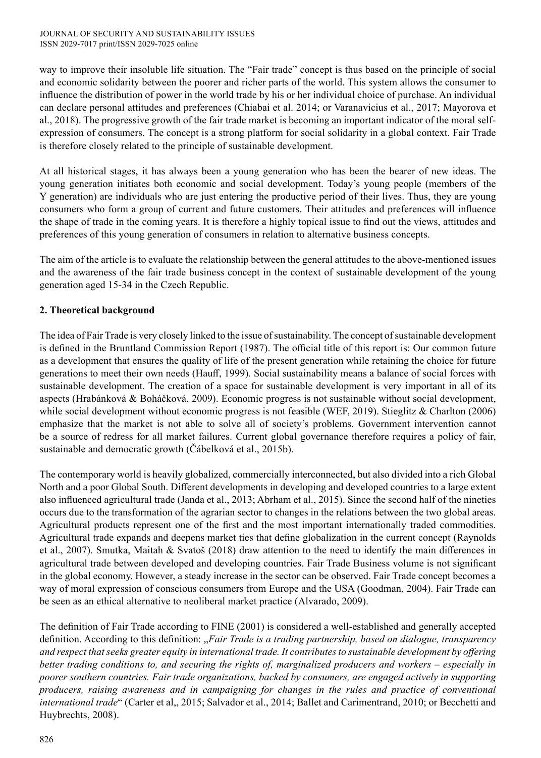way to improve their insoluble life situation. The "Fair trade" concept is thus based on the principle of social and economic solidarity between the poorer and richer parts of the world. This system allows the consumer to influence the distribution of power in the world trade by his or her individual choice of purchase. An individual can declare personal attitudes and preferences (Chiabai et al. 2014; or Varanavicius et al., 2017; Mayorova et al., 2018). The progressive growth of the fair trade market is becoming an important indicator of the moral self-expression of consumers. The concept is a strong platform for social solidarity in a global context. Fair Trade is therefore closely related to the principle of sustainable development.

At all historical stages, it has always been a young generation who has been the bearer of new ideas. The young generation initiates both economic and social development. Today's young people (members of the Y generation) are individuals who are just entering the productive period of their lives. Thus, they are young consumers who form a group of current and future customers. Their attitudes and preferences will influence the shape of trade in the coming years. It is therefore a highly topical issue to find out the views, attitudes and preferences of this young generation of consumers in relation to alternative business concepts.

The aim of the article is to evaluate the relationship between the general attitudes to the above-mentioned issues and the awareness of the fair trade business concept in the context of sustainable development of the young generation aged 15-34 in the Czech Republic.

## 2. Theoretical background

The idea of Fair Trade is very closely linked to the issue of sustainability. The concept of sustainable development is defined in the Bruntland Commission Report (1987). The official title of this report is: Our common future as a development that ensures the quality of life of the present generation while retaining the choice for future generations to meet their own needs (Hauff, 1999). Social sustainability means a balance of social forces with sustainable development. The creation of a space for sustainable development is very important in all of its aspects (Hrabánková & Boháčková, 2009). Economic progress is not sustainable without social development, while social development without economic progress is not feasible (WEF, 2019). Stieglitz & Charlton (2006) emphasize that the market is not able to solve all of society's problems. Government intervention cannot be a source of redress for all market failures. Current global governance therefore requires a policy of fair, sustainable and democratic growth (Čábelková et al., 2015b).

The contemporary world is heavily globalized, commercially interconnected, but also divided into a rich Global North and a poor Global South. Different developments in developing and developed countries to a large extent also influenced agricultural trade (Janda et al., 2013; Abrham et al., 2015). Since the second half of the nineties occurs due to the transformation of the agrarian sector to changes in the relations between the two global areas. Agricultural products represent one of the first and the most important internationally traded commodities. Agricultural trade expands and deepens market ties that define globalization in the current concept (Raynolds et al., 2007). Smutka, Maitah & Svatoš (2018) draw attention to the need to identify the main differences in agricultural trade between developed and developing countries. Fair Trade Business volume is not significant in the global economy. However, a steady increase in the sector can be observed. Fair Trade concept becomes a way of moral expression of conscious consumers from Europe and the USA (Goodman, 2004). Fair Trade can be seen as an ethical alternative to neoliberal market practice (Alvarado, 2009).

The definition of Fair Trade according to FINE (2001) is considered a well-established and generally accepted definition. According to this definition: „*Fair Trade is a trading partnership, based on dialogue, transparency and respect that seeks greater equity in international trade. It contributes to sustainable development by offering better trading conditions to, and securing the rights of, marginalized producers and workers – especially in poorer southern countries. Fair trade organizations, backed by consumers, are engaged actively in supporting producers, raising awareness and in campaigning for changes in the rules and practice of conventional international trade*" (Carter et al,, 2015; Salvador et al., 2014; Ballet and Carimentrand, 2010; or Becchetti and Huybrechts, 2008).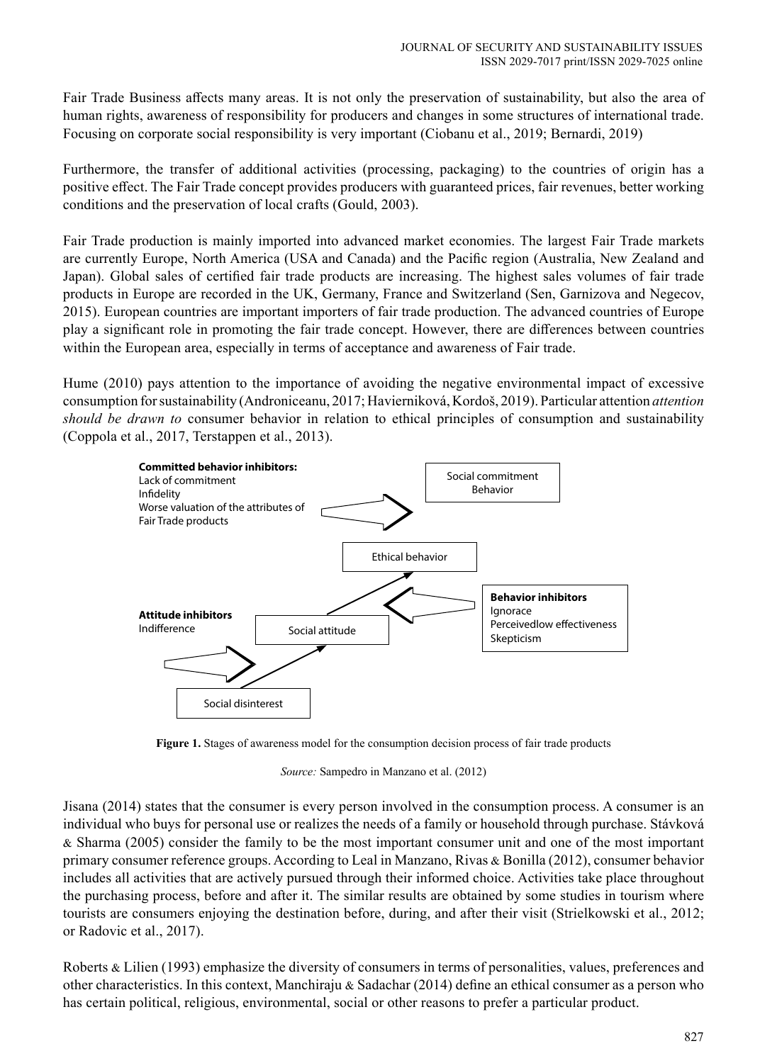Fair Trade Business affects many areas. It is not only the preservation of sustainability, but also the area of human rights, awareness of responsibility for producers and changes in some structures of international trade. Focusing on corporate social responsibility is very important (Ciobanu et al., 2019; Bernardi, 2019)

Furthermore, the transfer of additional activities (processing, packaging) to the countries of origin has a positive effect. The Fair Trade concept provides producers with guaranteed prices, fair revenues, better working conditions and the preservation of local crafts (Gould, 2003).

Fair Trade production is mainly imported into advanced market economies. The largest Fair Trade markets are currently Europe, North America (USA and Canada) and the Pacific region (Australia, New Zealand and Japan). Global sales of certified fair trade products are increasing. The highest sales volumes of fair trade products in Europe are recorded in the UK, Germany, France and Switzerland (Sen, Garnizova and Negecov, 2015). European countries are important importers of fair trade production. The advanced countries of Europe play a significant role in promoting the fair trade concept. However, there are differences between countries within the European area, especially in terms of acceptance and awareness of Fair trade.

Hume (2010) pays attention to the importance of avoiding the negative environmental impact of excessive consumption for sustainability (Androniceanu, 2017; Havierniková, Kordoš, 2019). Particular attention *attention should be drawn to* consumer behavior in relation to ethical principles of consumption and sustainability (Coppola et al., 2017, Terstappen et al., 2013).

**Committed behavior inhibitors:**
Lack of commitment
Infidelity
Worse valuation of the attributes of Fair Trade products

Social commitment Behavior

Ethical behavior

**Behavior inhibitors**
Ignorace
Perceivedlow effectiveness
Skepticism

**Attitude inhibitors**
Indifference

Social attitude

Social disinterest

**Figure 1.** Stages of awareness model for the consumption decision process of fair trade products

*Source:* Sampedro in Manzano et al. (2012)

Jisana (2014) states that the consumer is every person involved in the consumption process. A consumer is an individual who buys for personal use or realizes the needs of a family or household through purchase. Stávková & Sharma (2005) consider the family to be the most important consumer unit and one of the most important primary consumer reference groups. According to Leal in Manzano, Rivas & Bonilla (2012), consumer behavior includes all activities that are actively pursued through their informed choice. Activities take place throughout the purchasing process, before and after it. The similar results are obtained by some studies in tourism where tourists are consumers enjoying the destination before, during, and after their visit (Strielkowski et al., 2012; or Radovic et al., 2017).

Roberts & Lilien (1993) emphasize the diversity of consumers in terms of personalities, values, preferences and other characteristics. In this context, Manchiraju & Sadachar (2014) define an ethical consumer as a person who has certain political, religious, environmental, social or other reasons to prefer a particular product.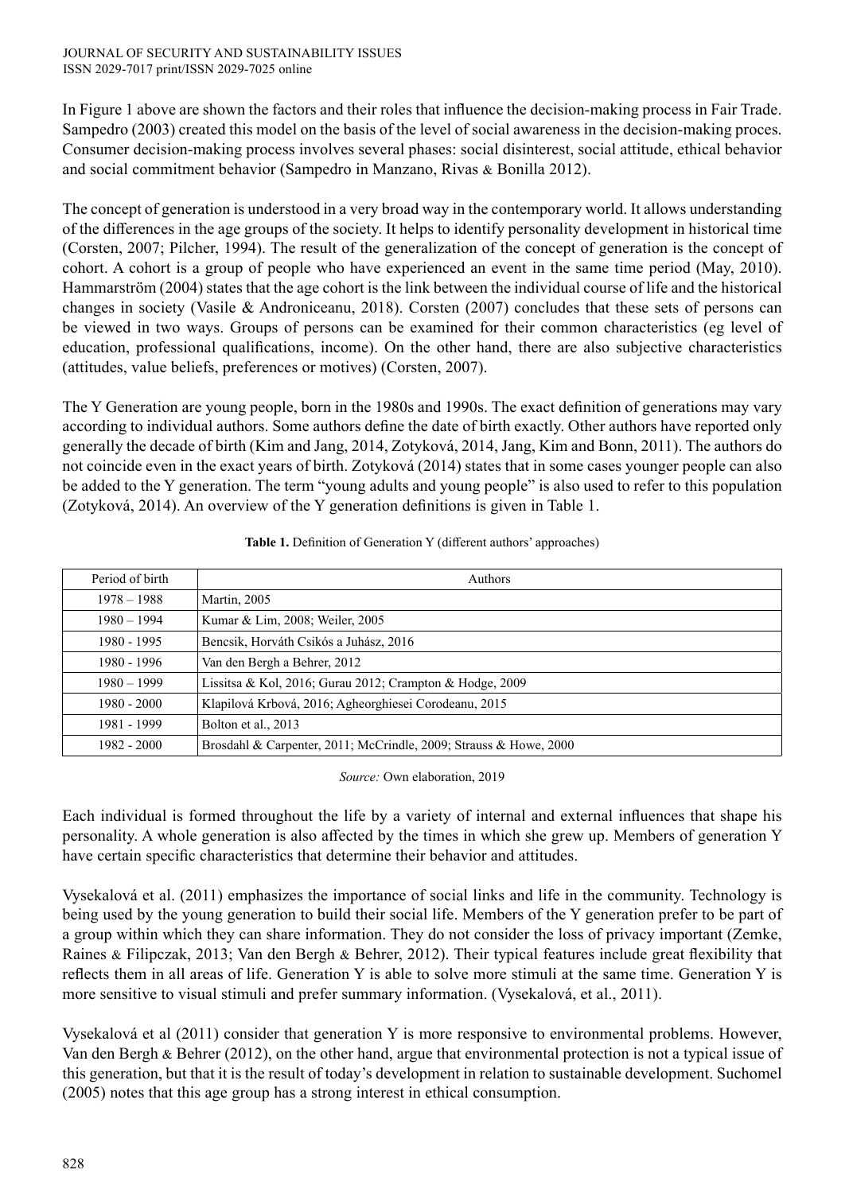In Figure 1 above are shown the factors and their roles that influence the decision-making process in Fair Trade. Sampedro (2003) created this model on the basis of the level of social awareness in the decision-making proces. Consumer decision-making process involves several phases: social disinterest, social attitude, ethical behavior and social commitment behavior (Sampedro in Manzano, Rivas & Bonilla 2012).

The concept of generation is understood in a very broad way in the contemporary world. It allows understanding of the differences in the age groups of the society. It helps to identify personality development in historical time (Corsten, 2007; Pilcher, 1994). The result of the generalization of the concept of generation is the concept of cohort. A cohort is a group of people who have experienced an event in the same time period (May, 2010). Hammarström (2004) states that the age cohort is the link between the individual course of life and the historical changes in society (Vasile & Androniceanu, 2018). Corsten (2007) concludes that these sets of persons can be viewed in two ways. Groups of persons can be examined for their common characteristics (eg level of education, professional qualifications, income). On the other hand, there are also subjective characteristics (attitudes, value beliefs, preferences or motives) (Corsten, 2007).

The Y Generation are young people, born in the 1980s and 1990s. The exact definition of generations may vary according to individual authors. Some authors define the date of birth exactly. Other authors have reported only generally the decade of birth (Kim and Jang, 2014, Zotyková, 2014, Jang, Kim and Bonn, 2011). The authors do not coincide even in the exact years of birth. Zotyková (2014) states that in some cases younger people can also be added to the Y generation. The term "young adults and young people" is also used to refer to this population (Zotyková, 2014). An overview of the Y generation definitions is given in Table 1.

**Table 1.** Definition of Generation Y (different authors' approaches)

| Period of birth | Authors |
|---|---|
| 1978 – 1988 | Martin, 2005 |
| 1980 – 1994 | Kumar & Lim, 2008; Weiler, 2005 |
| 1980 - 1995 | Bencsik, Horváth Csikós a Juhász, 2016 |
| 1980 - 1996 | Van den Bergh a Behrer, 2012 |
| 1980 – 1999 | Lissitsa & Kol, 2016; Gurau 2012; Crampton & Hodge, 2009 |
| 1980 - 2000 | Klapilová Krbová, 2016; Agheorghiesei Corodeanu, 2015 |
| 1981 - 1999 | Bolton et al., 2013 |
| 1982 - 2000 | Brosdahl & Carpenter, 2011; McCrindle, 2009; Strauss & Howe, 2000 |

*Source:* Own elaboration, 2019

Each individual is formed throughout the life by a variety of internal and external influences that shape his personality. A whole generation is also affected by the times in which she grew up. Members of generation Y have certain specific characteristics that determine their behavior and attitudes.

Vysekalová et al. (2011) emphasizes the importance of social links and life in the community. Technology is being used by the young generation to build their social life. Members of the Y generation prefer to be part of a group within which they can share information. They do not consider the loss of privacy important (Zemke, Raines & Filipczak, 2013; Van den Bergh & Behrer, 2012). Their typical features include great flexibility that reflects them in all areas of life. Generation Y is able to solve more stimuli at the same time. Generation Y is more sensitive to visual stimuli and prefer summary information. (Vysekalová, et al., 2011).

Vysekalová et al (2011) consider that generation Y is more responsive to environmental problems. However, Van den Bergh & Behrer (2012), on the other hand, argue that environmental protection is not a typical issue of this generation, but that it is the result of today's development in relation to sustainable development. Suchomel (2005) notes that this age group has a strong interest in ethical consumption.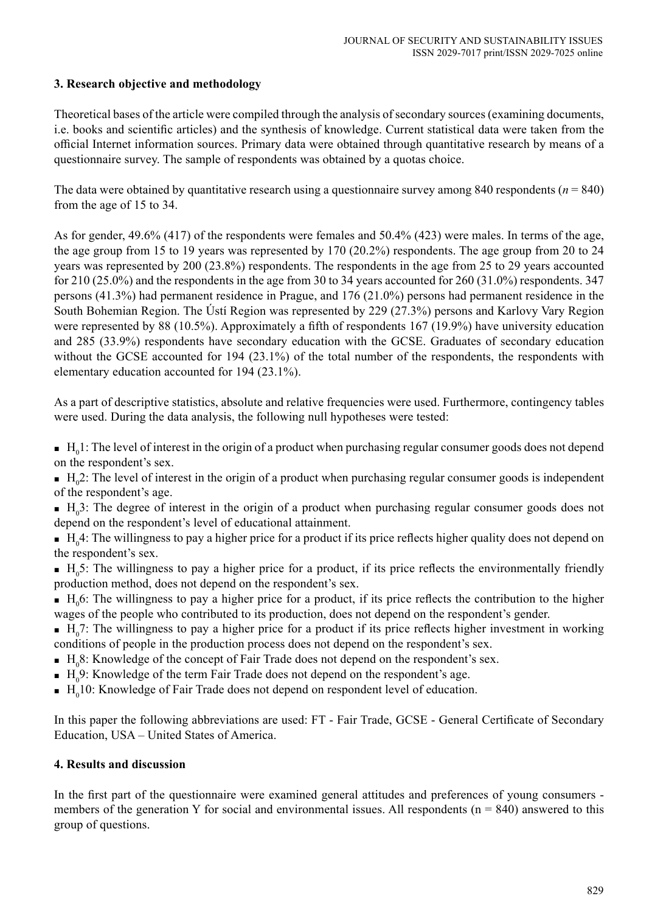## 3. Research objective and methodology

Theoretical bases of the article were compiled through the analysis of secondary sources (examining documents, i.e. books and scientific articles) and the synthesis of knowledge. Current statistical data were taken from the official Internet information sources. Primary data were obtained through quantitative research by means of a questionnaire survey. The sample of respondents was obtained by a quotas choice.

The data were obtained by quantitative research using a questionnaire survey among 840 respondents ($n = 840$) from the age of 15 to 34.

As for gender, 49.6% (417) of the respondents were females and 50.4% (423) were males. In terms of the age, the age group from 15 to 19 years was represented by 170 (20.2%) respondents. The age group from 20 to 24 years was represented by 200 (23.8%) respondents. The respondents in the age from 25 to 29 years accounted for 210 (25.0%) and the respondents in the age from 30 to 34 years accounted for 260 (31.0%) respondents. 347 persons (41.3%) had permanent residence in Prague, and 176 (21.0%) persons had permanent residence in the South Bohemian Region. The Ústí Region was represented by 229 (27.3%) persons and Karlovy Vary Region were represented by 88 (10.5%). Approximately a fifth of respondents 167 (19.9%) have university education and 285 (33.9%) respondents have secondary education with the GCSE. Graduates of secondary education without the GCSE accounted for 194 (23.1%) of the total number of the respondents, the respondents with elementary education accounted for 194 (23.1%).

As a part of descriptive statistics, absolute and relative frequencies were used. Furthermore, contingency tables were used. During the data analysis, the following null hypotheses were tested:

- $H_0 1$: The level of interest in the origin of a product when purchasing regular consumer goods does not depend on the respondent's sex.
- $H_0 2$: The level of interest in the origin of a product when purchasing regular consumer goods is independent of the respondent's age.
- $H_0 3$: The degree of interest in the origin of a product when purchasing regular consumer goods does not depend on the respondent's level of educational attainment.
- $H_0 4$: The willingness to pay a higher price for a product if its price reflects higher quality does not depend on the respondent's sex.
- $H_0 5$: The willingness to pay a higher price for a product, if its price reflects the environmentally friendly production method, does not depend on the respondent's sex.
- $H_0 6$: The willingness to pay a higher price for a product, if its price reflects the contribution to the higher wages of the people who contributed to its production, does not depend on the respondent's gender.
- $H_0 7$: The willingness to pay a higher price for a product if its price reflects higher investment in working conditions of people in the production process does not depend on the respondent's sex.
- $H_0 8$: Knowledge of the concept of Fair Trade does not depend on the respondent's sex.
- $H_0 9$: Knowledge of the term Fair Trade does not depend on the respondent's age.
- $H_0 10$: Knowledge of Fair Trade does not depend on respondent level of education.

In this paper the following abbreviations are used: FT - Fair Trade, GCSE - General Certificate of Secondary Education, USA – United States of America.

## 4. Results and discussion

In the first part of the questionnaire were examined general attitudes and preferences of young consumers - members of the generation Y for social and environmental issues. All respondents ($n = 840$) answered to this group of questions.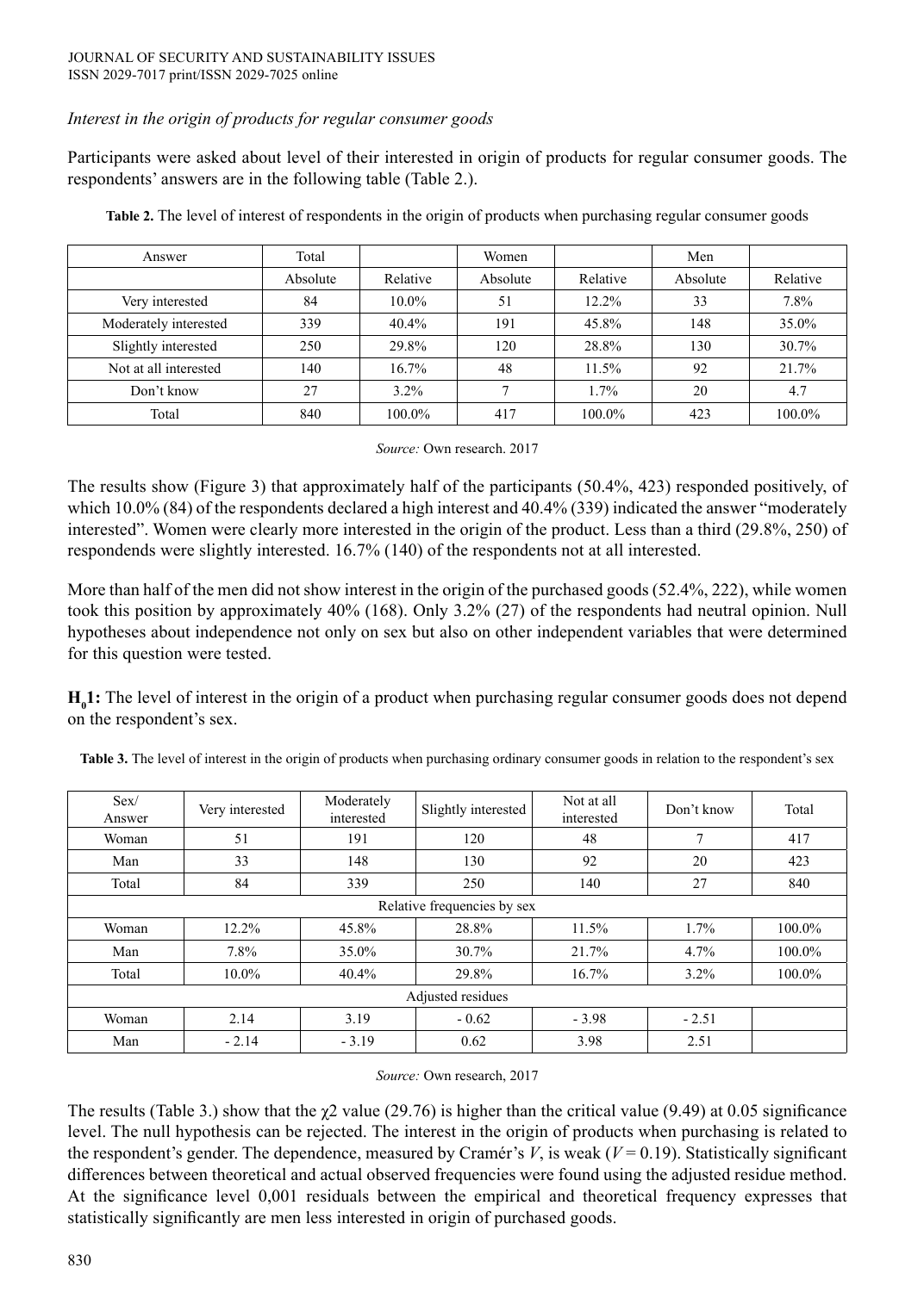*Interest in the origin of products for regular consumer goods*

Participants were asked about level of their interested in origin of products for regular consumer goods. The respondents' answers are in the following table (Table 2.).

**Table 2.** The level of interest of respondents in the origin of products when purchasing regular consumer goods

| Answer | Total | | Women | | Men | |
|---|---|---|---|---|---|---|
| | Absolute | Relative | Absolute | Relative | Absolute | Relative |
| Very interested | 84 | 10.0% | 51 | 12.2% | 33 | 7.8% |
| Moderately interested | 339 | 40.4% | 191 | 45.8% | 148 | 35.0% |
| Slightly interested | 250 | 29.8% | 120 | 28.8% | 130 | 30.7% |
| Not at all interested | 140 | 16.7% | 48 | 11.5% | 92 | 21.7% |
| Don't know | 27 | 3.2% | 7 | 1.7% | 20 | 4.7 |
| Total | 840 | 100.0% | 417 | 100.0% | 423 | 100.0% |

*Source:* Own research. 2017

The results show (Figure 3) that approximately half of the participants (50.4%, 423) responded positively, of which 10.0% (84) of the respondents declared a high interest and 40.4% (339) indicated the answer "moderately interested". Women were clearly more interested in the origin of the product. Less than a third (29.8%, 250) of respondends were slightly interested. 16.7% (140) of the respondents not at all interested.

More than half of the men did not show interest in the origin of the purchased goods (52.4%, 222), while women took this position by approximately 40% (168). Only 3.2% (27) of the respondents had neutral opinion. Null hypotheses about independence not only on sex but also on other independent variables that were determined for this question were tested.

**$H_0$1:** The level of interest in the origin of a product when purchasing regular consumer goods does not depend on the respondent's sex.

**Table 3.** The level of interest in the origin of products when purchasing ordinary consumer goods in relation to the respondent's sex

| Sex/ Answer | Very interested | Moderately interested | Slightly interested | Not at all interested | Don't know | Total |
|---|---|---|---|---|---|---|
| Woman | 51 | 191 | 120 | 48 | 7 | 417 |
| Man | 33 | 148 | 130 | 92 | 20 | 423 |
| Total | 84 | 339 | 250 | 140 | 27 | 840 |
| Relative frequencies by sex | | | | | | |
| Woman | 12.2% | 45.8% | 28.8% | 11.5% | 1.7% | 100.0% |
| Man | 7.8% | 35.0% | 30.7% | 21.7% | 4.7% | 100.0% |
| Total | 10.0% | 40.4% | 29.8% | 16.7% | 3.2% | 100.0% |
| Adjusted residues | | | | | | |
| Woman | 2.14 | 3.19 | - 0.62 | - 3.98 | - 2.51 | |
| Man | - 2.14 | - 3.19 | 0.62 | 3.98 | 2.51 | |

*Source:* Own research, 2017

The results (Table 3.) show that the $\chi 2$ value (29.76) is higher than the critical value (9.49) at 0.05 significance level. The null hypothesis can be rejected. The interest in the origin of products when purchasing is related to the respondent's gender. The dependence, measured by Cramér's $V$, is weak ($V = 0.19$). Statistically significant differences between theoretical and actual observed frequencies were found using the adjusted residue method. At the significance level 0,001 residuals between the empirical and theoretical frequency expresses that statistically significantly are men less interested in origin of purchased goods.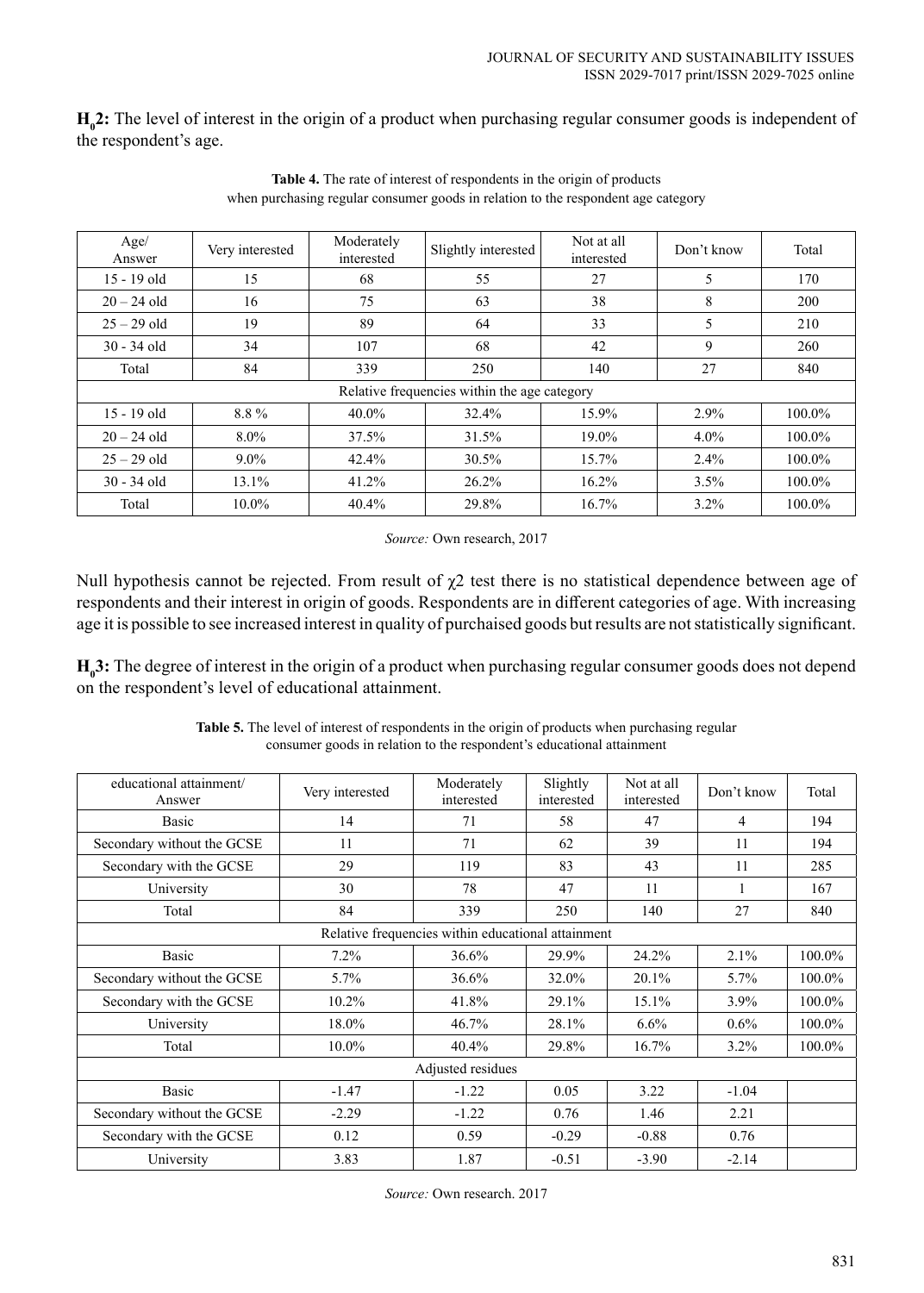**$H_0$2:** The level of interest in the origin of a product when purchasing regular consumer goods is independent of the respondent's age.

**Table 4.** The rate of interest of respondents in the origin of products when purchasing regular consumer goods in relation to the respondent age category

| Age/ Answer | Very interested | Moderately interested | Slightly interested | Not at all interested | Don't know | Total |
|---|---|---|---|---|---|---|
| 15 - 19 old | 15 | 68 | 55 | 27 | 5 | 170 |
| 20 – 24 old | 16 | 75 | 63 | 38 | 8 | 200 |
| 25 – 29 old | 19 | 89 | 64 | 33 | 5 | 210 |
| 30 - 34 old | 34 | 107 | 68 | 42 | 9 | 260 |
| Total | 84 | 339 | 250 | 140 | 27 | 840 |
| Relative frequencies within the age category | | | | | | |
| 15 - 19 old | 8.8 % | 40.0% | 32.4% | 15.9% | 2.9% | 100.0% |
| 20 – 24 old | 8.0% | 37.5% | 31.5% | 19.0% | 4.0% | 100.0% |
| 25 – 29 old | 9.0% | 42.4% | 30.5% | 15.7% | 2.4% | 100.0% |
| 30 - 34 old | 13.1% | 41.2% | 26.2% | 16.2% | 3.5% | 100.0% |
| Total | 10.0% | 40.4% | 29.8% | 16.7% | 3.2% | 100.0% |

*Source:* Own research, 2017

Null hypothesis cannot be rejected. From result of $\chi 2$ test there is no statistical dependence between age of respondents and their interest in origin of goods. Respondents are in different categories of age. With increasing age it is possible to see increased interest in quality of purchaised goods but results are not statistically significant.

**$H_0$3:** The degree of interest in the origin of a product when purchasing regular consumer goods does not depend on the respondent's level of educational attainment.

**Table 5.** The level of interest of respondents in the origin of products when purchasing regular consumer goods in relation to the respondent's educational attainment

| educational attainment/ Answer | Very interested | Moderately interested | Slightly interested | Not at all interested | Don't know | Total |
|---|---|---|---|---|---|---|
| Basic | 14 | 71 | 58 | 47 | 4 | 194 |
| Secondary without the GCSE | 11 | 71 | 62 | 39 | 11 | 194 |
| Secondary with the GCSE | 29 | 119 | 83 | 43 | 11 | 285 |
| University | 30 | 78 | 47 | 11 | 1 | 167 |
| Total | 84 | 339 | 250 | 140 | 27 | 840 |
| Relative frequencies within educational attainment | | | | | | |
| Basic | 7.2% | 36.6% | 29.9% | 24.2% | 2.1% | 100.0% |
| Secondary without the GCSE | 5.7% | 36.6% | 32.0% | 20.1% | 5.7% | 100.0% |
| Secondary with the GCSE | 10.2% | 41.8% | 29.1% | 15.1% | 3.9% | 100.0% |
| University | 18.0% | 46.7% | 28.1% | 6.6% | 0.6% | 100.0% |
| Total | 10.0% | 40.4% | 29.8% | 16.7% | 3.2% | 100.0% |
| Adjusted residues | | | | | | |
| Basic | -1.47 | -1.22 | 0.05 | 3.22 | -1.04 | |
| Secondary without the GCSE | -2.29 | -1.22 | 0.76 | 1.46 | 2.21 | |
| Secondary with the GCSE | 0.12 | 0.59 | -0.29 | -0.88 | 0.76 | |
| University | 3.83 | 1.87 | -0.51 | -3.90 | -2.14 | |

*Source:* Own research. 2017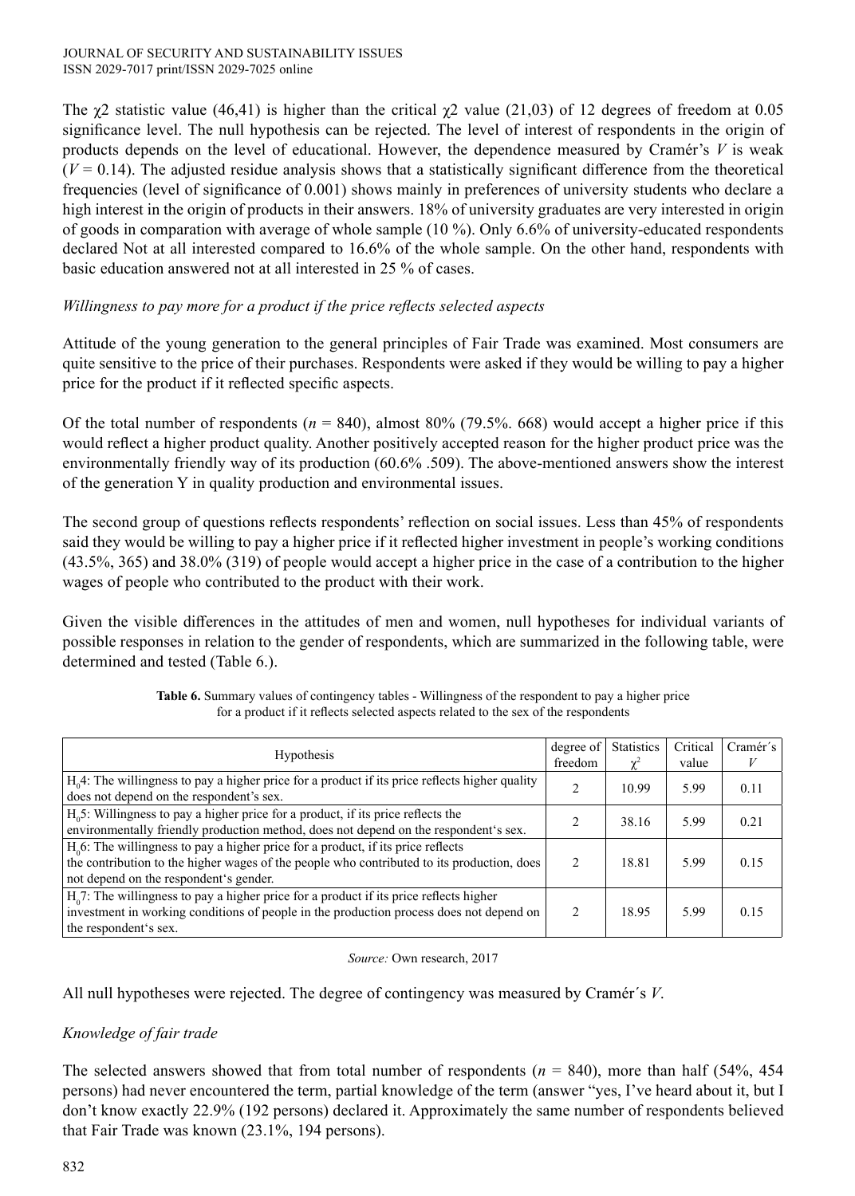The $\chi 2$ statistic value (46,41) is higher than the critical $\chi 2$ value (21,03) of 12 degrees of freedom at 0.05 significance level. The null hypothesis can be rejected. The level of interest of respondents in the origin of products depends on the level of educational. However, the dependence measured by Cramér's $V$ is weak ($V$ = 0.14). The adjusted residue analysis shows that a statistically significant difference from the theoretical frequencies (level of significance of 0.001) shows mainly in preferences of university students who declare a high interest in the origin of products in their answers. 18% of university graduates are very interested in origin of goods in comparation with average of whole sample (10 %). Only 6.6% of university-educated respondents declared Not at all interested compared to 16.6% of the whole sample. On the other hand, respondents with basic education answered not at all interested in 25 % of cases.

*Willingness to pay more for a product if the price reflects selected aspects*

Attitude of the young generation to the general principles of Fair Trade was examined. Most consumers are quite sensitive to the price of their purchases. Respondents were asked if they would be willing to pay a higher price for the product if it reflected specific aspects.

Of the total number of respondents ($n$ = 840), almost 80% (79.5%. 668) would accept a higher price if this would reflect a higher product quality. Another positively accepted reason for the higher product price was the environmentally friendly way of its production (60.6% .509). The above-mentioned answers show the interest of the generation Y in quality production and environmental issues.

The second group of questions reflects respondents' reflection on social issues. Less than 45% of respondents said they would be willing to pay a higher price if it reflected higher investment in people's working conditions (43.5%, 365) and 38.0% (319) of people would accept a higher price in the case of a contribution to the higher wages of people who contributed to the product with their work.

Given the visible differences in the attitudes of men and women, null hypotheses for individual variants of possible responses in relation to the gender of respondents, which are summarized in the following table, were determined and tested (Table 6.).

**Table 6.** Summary values of contingency tables - Willingness of the respondent to pay a higher price for a product if it reflects selected aspects related to the sex of the respondents

| Hypothesis | degree of freedom | Statistics $\chi^2$ | Critical value | Cramér´s $V$ |
|---|---|---|---|---|
| $H_0$4: The willingness to pay a higher price for a product if its price reflects higher quality does not depend on the respondent's sex. | 2 | 10.99 | 5.99 | 0.11 |
| $H_0$5: Willingness to pay a higher price for a product, if its price reflects the environmentally friendly production method, does not depend on the respondent's sex. | 2 | 38.16 | 5.99 | 0.21 |
| $H_0$6: The willingness to pay a higher price for a product, if its price reflects the contribution to the higher wages of the people who contributed to its production, does not depend on the respondent's gender. | 2 | 18.81 | 5.99 | 0.15 |
| $H_0$7: The willingness to pay a higher price for a product if its price reflects higher investment in working conditions of people in the production process does not depend on the respondent's sex. | 2 | 18.95 | 5.99 | 0.15 |

*Source:* Own research, 2017

All null hypotheses were rejected. The degree of contingency was measured by Cramér´s $V$.

*Knowledge of fair trade*

The selected answers showed that from total number of respondents ($n$ = 840), more than half (54%, 454 persons) had never encountered the term, partial knowledge of the term (answer "yes, I've heard about it, but I don't know exactly 22.9% (192 persons) declared it. Approximately the same number of respondents believed that Fair Trade was known (23.1%, 194 persons).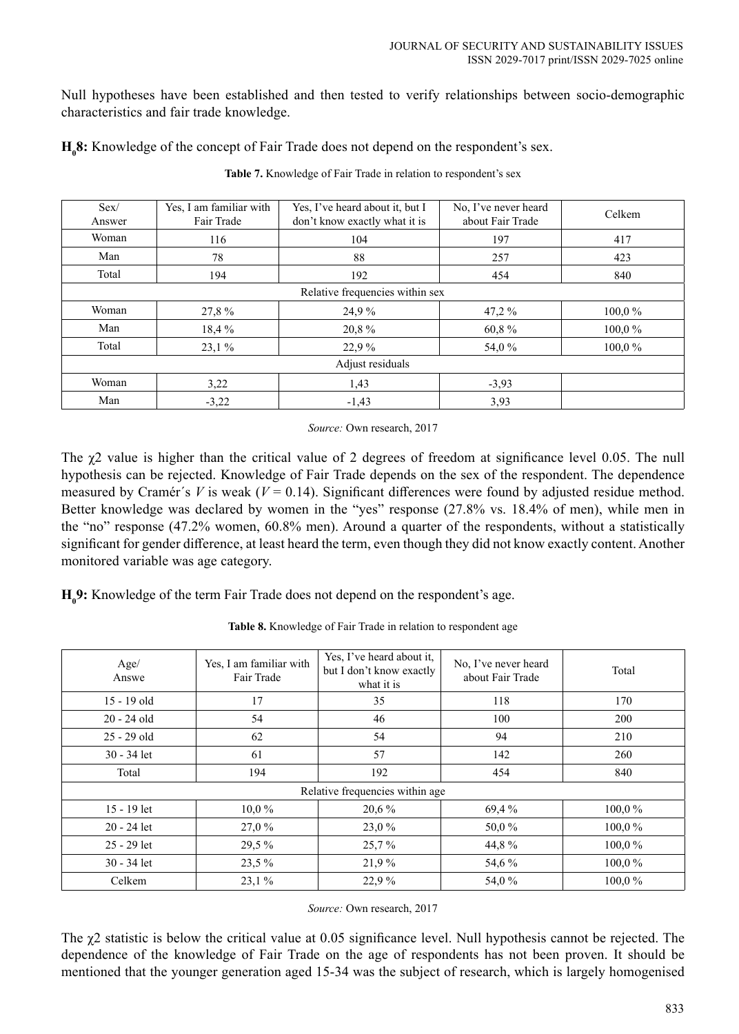Null hypotheses have been established and then tested to verify relationships between socio-demographic characteristics and fair trade knowledge.

**$H_0$8:** Knowledge of the concept of Fair Trade does not depend on the respondent's sex.

**Table 7.** Knowledge of Fair Trade in relation to respondent's sex

| Sex/ Answer | Yes, I am familiar with Fair Trade | Yes, I've heard about it, but I don't know exactly what it is | No, I've never heard about Fair Trade | Celkem |
|---|---|---|---|---|
| Woman | 116 | 104 | 197 | 417 |
| Man | 78 | 88 | 257 | 423 |
| Total | 194 | 192 | 454 | 840 |
| Relative frequencies within sex | | | | |
| Woman | 27,8 % | 24,9 % | 47,2 % | 100,0 % |
| Man | 18,4 % | 20,8 % | 60,8 % | 100,0 % |
| Total | 23,1 % | 22,9 % | 54,0 % | 100,0 % |
| Adjust residuals | | | | |
| Woman | 3,22 | 1,43 | -3,93 | |
| Man | -3,22 | -1,43 | 3,93 | |

*Source:* Own research, 2017

The $\chi 2$ value is higher than the critical value of 2 degrees of freedom at significance level 0.05. The null hypothesis can be rejected. Knowledge of Fair Trade depends on the sex of the respondent. The dependence measured by Cramér´s $V$ is weak ($V = 0.14$). Significant differences were found by adjusted residue method. Better knowledge was declared by women in the "yes" response (27.8% vs. 18.4% of men), while men in the "no" response (47.2% women, 60.8% men). Around a quarter of the respondents, without a statistically significant for gender difference, at least heard the term, even though they did not know exactly content. Another monitored variable was age category.

**$H_0$9:** Knowledge of the term Fair Trade does not depend on the respondent's age.

**Table 8.** Knowledge of Fair Trade in relation to respondent age

| Age/ Answe | Yes, I am familiar with Fair Trade | Yes, I've heard about it, but I don't know exactly what it is | No, I've never heard about Fair Trade | Total |
|---|---|---|---|---|
| 15 - 19 old | 17 | 35 | 118 | 170 |
| 20 - 24 old | 54 | 46 | 100 | 200 |
| 25 - 29 old | 62 | 54 | 94 | 210 |
| 30 - 34 let | 61 | 57 | 142 | 260 |
| Total | 194 | 192 | 454 | 840 |
| Relative frequencies within age | | | | |
| 15 - 19 let | 10,0 % | 20,6 % | 69,4 % | 100,0 % |
| 20 - 24 let | 27,0 % | 23,0 % | 50,0 % | 100,0 % |
| 25 - 29 let | 29,5 % | 25,7 % | 44,8 % | 100,0 % |
| 30 - 34 let | 23,5 % | 21,9 % | 54,6 % | 100,0 % |
| Celkem | 23,1 % | 22,9 % | 54,0 % | 100,0 % |

*Source:* Own research, 2017

The $\chi 2$ statistic is below the critical value at 0.05 significance level. Null hypothesis cannot be rejected. The dependence of the knowledge of Fair Trade on the age of respondents has not been proven. It should be mentioned that the younger generation aged 15-34 was the subject of research, which is largely homogenised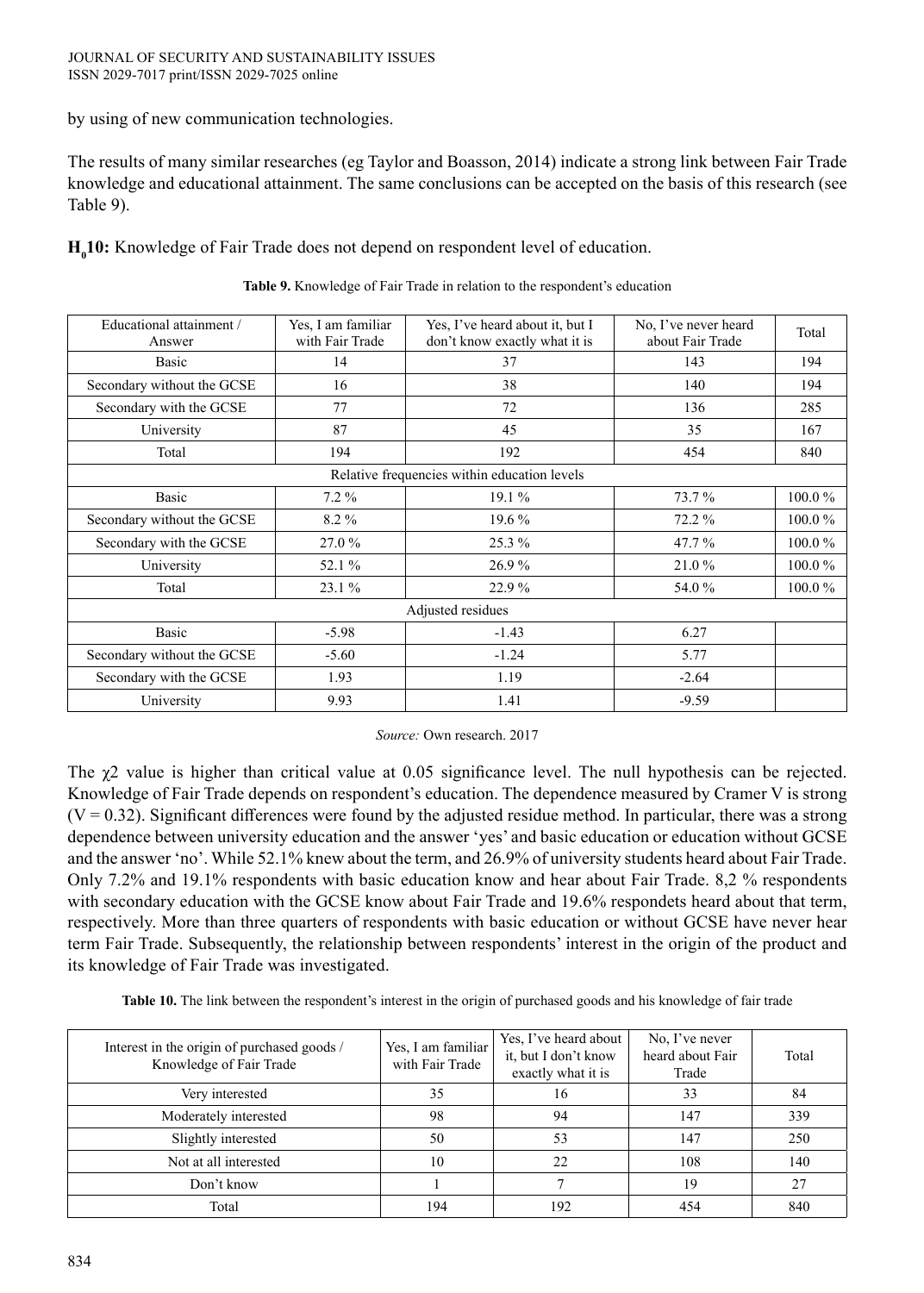by using of new communication technologies.

The results of many similar researches (eg Taylor and Boasson, 2014) indicate a strong link between Fair Trade knowledge and educational attainment. The same conclusions can be accepted on the basis of this research (see Table 9).

**$H_0$10:** Knowledge of Fair Trade does not depend on respondent level of education.

**Table 9.** Knowledge of Fair Trade in relation to the respondent's education

| Educational attainment / Answer | Yes, I am familiar with Fair Trade | Yes, I've heard about it, but I don't know exactly what it is | No, I've never heard about Fair Trade | Total |
|---|---|---|---|---|
| Basic | 14 | 37 | 143 | 194 |
| Secondary without the GCSE | 16 | 38 | 140 | 194 |
| Secondary with the GCSE | 77 | 72 | 136 | 285 |
| University | 87 | 45 | 35 | 167 |
| Total | 194 | 192 | 454 | 840 |
| Relative frequencies within education levels | | | | |
| Basic | 7.2 % | 19.1 % | 73.7 % | 100.0 % |
| Secondary without the GCSE | 8.2 % | 19.6 % | 72.2 % | 100.0 % |
| Secondary with the GCSE | 27.0 % | 25.3 % | 47.7 % | 100.0 % |
| University | 52.1 % | 26.9 % | 21.0 % | 100.0 % |
| Total | 23.1 % | 22.9 % | 54.0 % | 100.0 % |
| Adjusted residues | | | | |
| Basic | -5.98 | -1.43 | 6.27 | |
| Secondary without the GCSE | -5.60 | -1.24 | 5.77 | |
| Secondary with the GCSE | 1.93 | 1.19 | -2.64 | |
| University | 9.93 | 1.41 | -9.59 | |

*Source:* Own research. 2017

The χ2 value is higher than critical value at 0.05 significance level. The null hypothesis can be rejected. Knowledge of Fair Trade depends on respondent's education. The dependence measured by Cramer V is strong (V = 0.32). Significant differences were found by the adjusted residue method. In particular, there was a strong dependence between university education and the answer 'yes' and basic education or education without GCSE and the answer 'no'. While 52.1% knew about the term, and 26.9% of university students heard about Fair Trade. Only 7.2% and 19.1% respondents with basic education know and hear about Fair Trade. 8,2 % respondents with secondary education with the GCSE know about Fair Trade and 19.6% respondets heard about that term, respectively. More than three quarters of respondents with basic education or without GCSE have never hear term Fair Trade. Subsequently, the relationship between respondents' interest in the origin of the product and its knowledge of Fair Trade was investigated.

**Table 10.** The link between the respondent's interest in the origin of purchased goods and his knowledge of fair trade

| Interest in the origin of purchased goods / Knowledge of Fair Trade | Yes, I am familiar with Fair Trade | Yes, I've heard about it, but I don't know exactly what it is | No, I've never heard about Fair Trade | Total |
|---|---|---|---|---|
| Very interested | 35 | 16 | 33 | 84 |
| Moderately interested | 98 | 94 | 147 | 339 |
| Slightly interested | 50 | 53 | 147 | 250 |
| Not at all interested | 10 | 22 | 108 | 140 |
| Don't know | 1 | 7 | 19 | 27 |
| Total | 194 | 192 | 454 | 840 |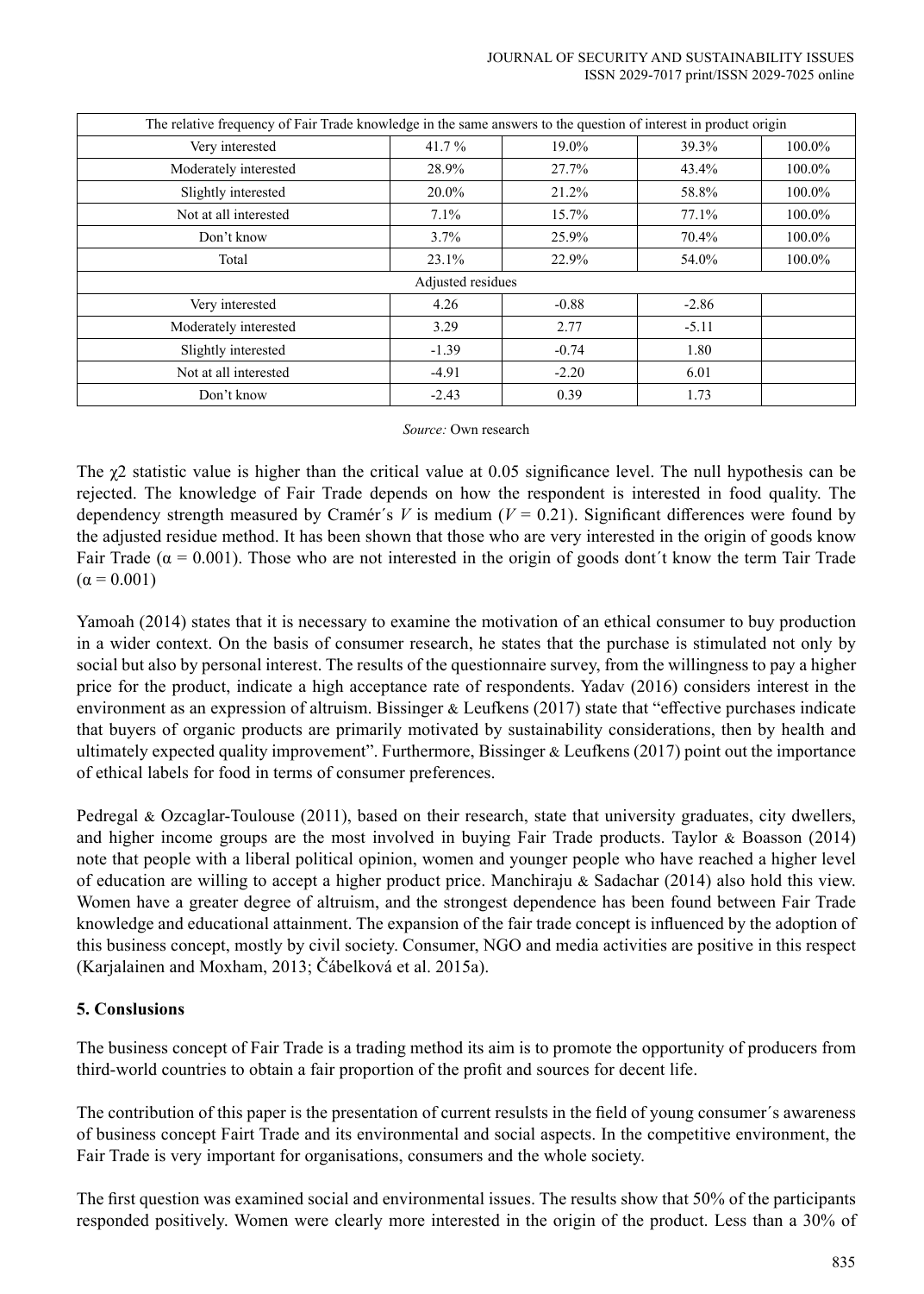| The relative frequency of Fair Trade knowledge in the same answers to the question of interest in product origin | | | | |
|---|---|---|---|---|
| Very interested | 41.7 % | 19.0% | 39.3% | 100.0% |
| Moderately interested | 28.9% | 27.7% | 43.4% | 100.0% |
| Slightly interested | 20.0% | 21.2% | 58.8% | 100.0% |
| Not at all interested | 7.1% | 15.7% | 77.1% | 100.0% |
| Don't know | 3.7% | 25.9% | 70.4% | 100.0% |
| Total | 23.1% | 22.9% | 54.0% | 100.0% |
| Adjusted residues | | | | |
| Very interested | 4.26 | -0.88 | -2.86 | |
| Moderately interested | 3.29 | 2.77 | -5.11 | |
| Slightly interested | -1.39 | -0.74 | 1.80 | |
| Not at all interested | -4.91 | -2.20 | 6.01 | |
| Don't know | -2.43 | 0.39 | 1.73 | |

*Source:* Own research

The $\chi 2$ statistic value is higher than the critical value at 0.05 significance level. The null hypothesis can be rejected. The knowledge of Fair Trade depends on how the respondent is interested in food quality. The dependency strength measured by Cramér´s *V* is medium ($V = 0.21$). Significant differences were found by the adjusted residue method. It has been shown that those who are very interested in the origin of goods know Fair Trade ($\alpha = 0.001$). Those who are not interested in the origin of goods dont´t know the term Tair Trade ($\alpha = 0.001$)

Yamoah (2014) states that it is necessary to examine the motivation of an ethical consumer to buy production in a wider context. On the basis of consumer research, he states that the purchase is stimulated not only by social but also by personal interest. The results of the questionnaire survey, from the willingness to pay a higher price for the product, indicate a high acceptance rate of respondents. Yadav (2016) considers interest in the environment as an expression of altruism. Bissinger & Leufkens (2017) state that "effective purchases indicate that buyers of organic products are primarily motivated by sustainability considerations, then by health and ultimately expected quality improvement". Furthermore, Bissinger & Leufkens (2017) point out the importance of ethical labels for food in terms of consumer preferences.

Pedregal & Ozcaglar-Toulouse (2011), based on their research, state that university graduates, city dwellers, and higher income groups are the most involved in buying Fair Trade products. Taylor & Boasson (2014) note that people with a liberal political opinion, women and younger people who have reached a higher level of education are willing to accept a higher product price. Manchiraju & Sadachar (2014) also hold this view. Women have a greater degree of altruism, and the strongest dependence has been found between Fair Trade knowledge and educational attainment. The expansion of the fair trade concept is influenced by the adoption of this business concept, mostly by civil society. Consumer, NGO and media activities are positive in this respect (Karjalainen and Moxham, 2013; Čábelková et al. 2015a).

## 5. Conslusions

The business concept of Fair Trade is a trading method its aim is to promote the opportunity of producers from third-world countries to obtain a fair proportion of the profit and sources for decent life.

The contribution of this paper is the presentation of current resulsts in the field of young consumer´s awareness of business concept Fairt Trade and its environmental and social aspects. In the competitive environment, the Fair Trade is very important for organisations, consumers and the whole society.

The first question was examined social and environmental issues. The results show that 50% of the participants responded positively. Women were clearly more interested in the origin of the product. Less than a 30% of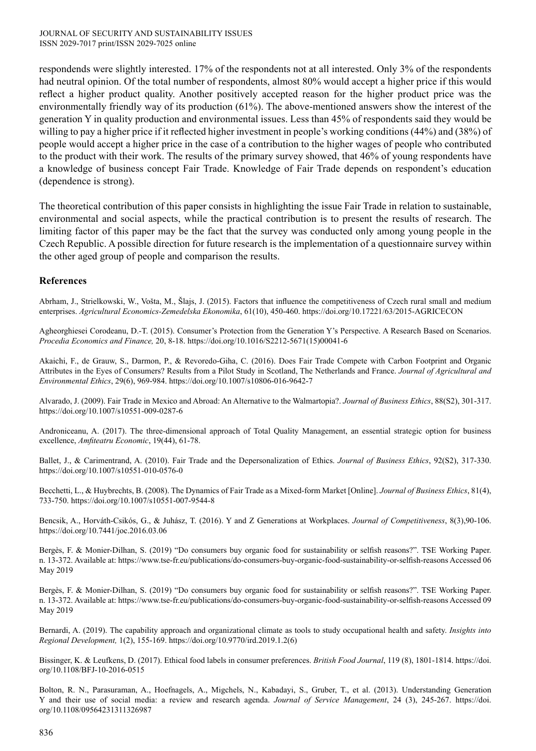respondends were slightly interested. 17% of the respondents not at all interested. Only 3% of the respondents had neutral opinion. Of the total number of respondents, almost 80% would accept a higher price if this would reflect a higher product quality. Another positively accepted reason for the higher product price was the environmentally friendly way of its production (61%). The above-mentioned answers show the interest of the generation Y in quality production and environmental issues. Less than 45% of respondents said they would be willing to pay a higher price if it reflected higher investment in people's working conditions (44%) and (38%) of people would accept a higher price in the case of a contribution to the higher wages of people who contributed to the product with their work. The results of the primary survey showed, that 46% of young respondents have a knowledge of business concept Fair Trade. Knowledge of Fair Trade depends on respondent's education (dependence is strong).

The theoretical contribution of this paper consists in highlighting the issue Fair Trade in relation to sustainable, environmental and social aspects, while the practical contribution is to present the results of research. The limiting factor of this paper may be the fact that the survey was conducted only among young people in the Czech Republic. A possible direction for future research is the implementation of a questionnaire survey within the other aged group of people and comparison the results.

## References

Abrham, J., Strielkowski, W., Vošta, M., Šlajs, J. (2015). Factors that influence the competitiveness of Czech rural small and medium enterprises. *Agricultural Economics-Zemedelska Ekonomika*, 61(10), 450-460. https://doi.org/10.17221/63/2015-AGRICECON

Agheorghiesei Corodeanu, D.-T. (2015). Consumer's Protection from the Generation Y's Perspective. A Research Based on Scenarios. *Procedia Economics and Finance,* 20, 8-18. https://doi.org/10.1016/S2212-5671(15)00041-6

Akaichi, F., de Grauw, S., Darmon, P., & Revoredo-Giha, C. (2016). Does Fair Trade Compete with Carbon Footprint and Organic Attributes in the Eyes of Consumers? Results from a Pilot Study in Scotland, The Netherlands and France. *Journal of Agricultural and Environmental Ethics*, 29(6), 969-984. https://doi.org/10.1007/s10806-016-9642-7

Alvarado, J. (2009). Fair Trade in Mexico and Abroad: An Alternative to the Walmartopia?. *Journal of Business Ethics*, 88(S2), 301-317. https://doi.org/10.1007/s10551-009-0287-6

Androniceanu, A. (2017). The three-dimensional approach of Total Quality Management, an essential strategic option for business excellence, *Amfiteatru Economic*, 19(44), 61-78.

Ballet, J., & Carimentrand, A. (2010). Fair Trade and the Depersonalization of Ethics. *Journal of Business Ethics*, 92(S2), 317-330. https://doi.org/10.1007/s10551-010-0576-0

Becchetti, L., & Huybrechts, B. (2008). The Dynamics of Fair Trade as a Mixed-form Market [Online]. *Journal of Business Ethics*, 81(4), 733-750. https://doi.org/10.1007/s10551-007-9544-8

Bencsik, A., Horváth-Csikós, G., & Juhász, T. (2016). Y and Z Generations at Workplaces. *Journal of Competitiveness*, 8(3),90-106. https://doi.org/10.7441/joc.2016.03.06

Bergès, F. & Monier-Dilhan, S. (2019) "Do consumers buy organic food for sustainability or selfish reasons?". TSE Working Paper. n. 13-372. Available at: https://www.tse-fr.eu/publications/do-consumers-buy-organic-food-sustainability-or-selfish-reasons Accessed 06 May 2019

Bergès, F. & Monier-Dilhan, S. (2019) "Do consumers buy organic food for sustainability or selfish reasons?". TSE Working Paper. n. 13-372. Available at: https://www.tse-fr.eu/publications/do-consumers-buy-organic-food-sustainability-or-selfish-reasons Accessed 09 May 2019

Bernardi, A. (2019). The capability approach and organizational climate as tools to study occupational health and safety. *Insights into Regional Development,* 1(2), 155-169. https://doi.org/10.9770/ird.2019.1.2(6)

Bissinger, K. & Leufkens, D. (2017). Ethical food labels in consumer preferences. *British Food Journal*, 119 (8), 1801-1814. https://doi.org/10.1108/BFJ-10-2016-0515

Bolton, R. N., Parasuraman, A., Hoefnagels, A., Migchels, N., Kabadayi, S., Gruber, T., et al. (2013). Understanding Generation Y and their use of social media: a review and research agenda. *Journal of Service Management*, 24 (3), 245-267. https://doi.org/10.1108/09564231311326987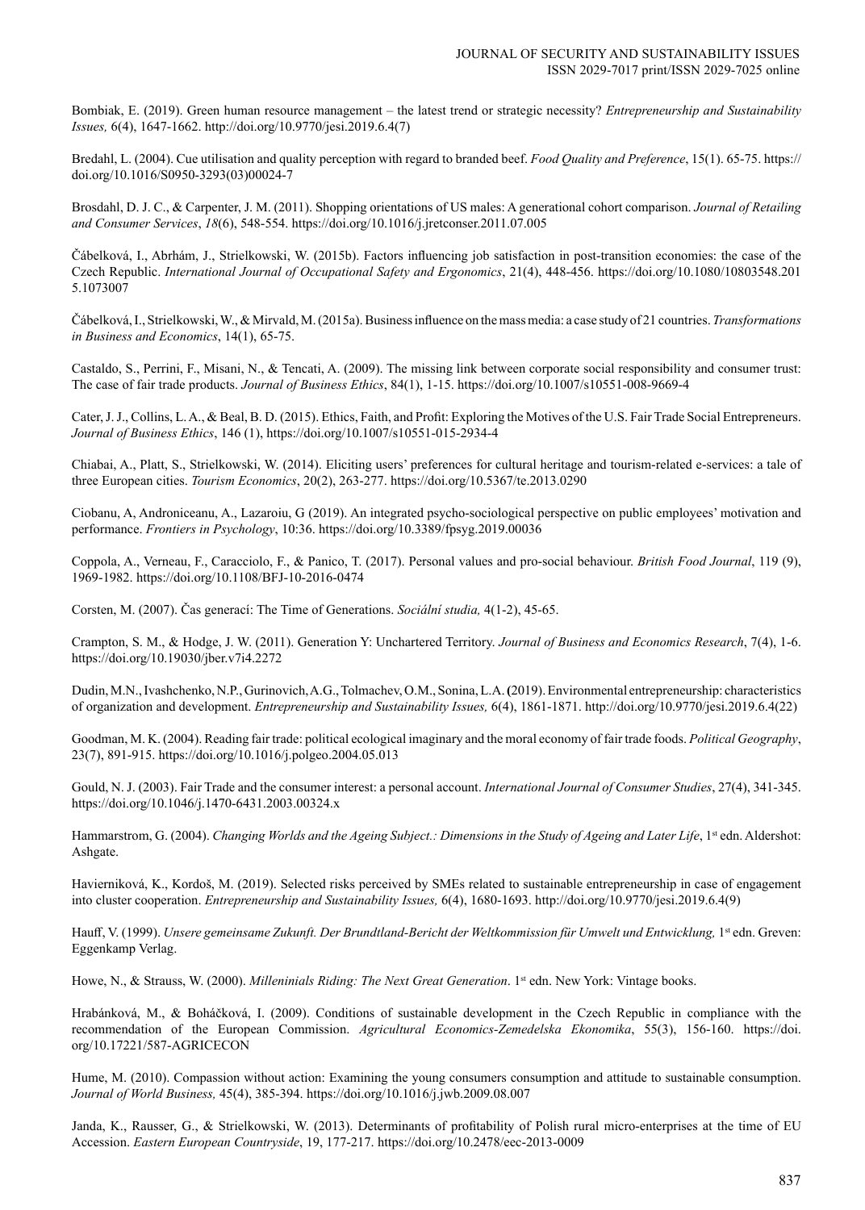Bombiak, E. (2019). Green human resource management – the latest trend or strategic necessity? *Entrepreneurship and Sustainability Issues,* 6(4), 1647-1662. http://doi.org/10.9770/jesi.2019.6.4(7)

Bredahl, L. (2004). Cue utilisation and quality perception with regard to branded beef. *Food Quality and Preference*, 15(1). 65-75. https://doi.org/10.1016/S0950-3293(03)00024-7

Brosdahl, D. J. C., & Carpenter, J. M. (2011). Shopping orientations of US males: A generational cohort comparison. *Journal of Retailing and Consumer Services*, *18*(6), 548-554. https://doi.org/10.1016/j.jretconser.2011.07.005

Čábelková, I., Abrhám, J., Strielkowski, W. (2015b). Factors influencing job satisfaction in post-transition economies: the case of the Czech Republic. *International Journal of Occupational Safety and Ergonomics*, 21(4), 448-456. https://doi.org/10.1080/10803548.2015.1073007

Čábelková, I., Strielkowski, W., & Mirvald, M. (2015a). Business influence on the mass media: a case study of 21 countries. *Transformations in Business and Economics*, 14(1), 65-75.

Castaldo, S., Perrini, F., Misani, N., & Tencati, A. (2009). The missing link between corporate social responsibility and consumer trust: The case of fair trade products. *Journal of Business Ethics*, 84(1), 1-15. https://doi.org/10.1007/s10551-008-9669-4

Cater, J. J., Collins, L. A., & Beal, B. D. (2015). Ethics, Faith, and Profit: Exploring the Motives of the U.S. Fair Trade Social Entrepreneurs. *Journal of Business Ethics*, 146 (1), https://doi.org/10.1007/s10551-015-2934-4

Chiabai, A., Platt, S., Strielkowski, W. (2014). Eliciting users' preferences for cultural heritage and tourism-related e-services: a tale of three European cities. *Tourism Economics*, 20(2), 263-277. https://doi.org/10.5367/te.2013.0290

Ciobanu, A, Androniceanu, A., Lazaroiu, G (2019). An integrated psycho-sociological perspective on public employees' motivation and performance. *Frontiers in Psychology*, 10:36. https://doi.org/10.3389/fpsyg.2019.00036

Coppola, A., Verneau, F., Caracciolo, F., & Panico, T. (2017). Personal values and pro-social behaviour. *British Food Journal*, 119 (9), 1969-1982. https://doi.org/10.1108/BFJ-10-2016-0474

Corsten, M. (2007). Čas generací: The Time of Generations. *Sociální studia,* 4(1-2), 45-65.

Crampton, S. M., & Hodge, J. W. (2011). Generation Y: Unchartered Territory. *Journal of Business and Economics Research*, 7(4), 1-6. https://doi.org/10.19030/jber.v7i4.2272

Dudin, M.N., Ivashchenko, N.P., Gurinovich, A.G., Tolmachev, O.M., Sonina, L.A. (2019). Environmental entrepreneurship: characteristics of organization and development. *Entrepreneurship and Sustainability Issues,* 6(4), 1861-1871. http://doi.org/10.9770/jesi.2019.6.4(22)

Goodman, M. K. (2004). Reading fair trade: political ecological imaginary and the moral economy of fair trade foods. *Political Geography*, 23(7), 891-915. https://doi.org/10.1016/j.polgeo.2004.05.013

Gould, N. J. (2003). Fair Trade and the consumer interest: a personal account. *International Journal of Consumer Studies*, 27(4), 341-345. https://doi.org/10.1046/j.1470-6431.2003.00324.x

Hammarstrom, G. (2004). *Changing Worlds and the Ageing Subject.: Dimensions in the Study of Ageing and Later Life*, 1st edn. Aldershot: Ashgate.

Havierniková, K., Kordoš, M. (2019). Selected risks perceived by SMEs related to sustainable entrepreneurship in case of engagement into cluster cooperation. *Entrepreneurship and Sustainability Issues,* 6(4), 1680-1693. http://doi.org/10.9770/jesi.2019.6.4(9)

Hauff, V. (1999). *Unsere gemeinsame Zukunft. Der Brundtland-Bericht der Weltkommission für Umwelt und Entwicklung,* 1st edn. Greven: Eggenkamp Verlag.

Howe, N., & Strauss, W. (2000). *Milleninials Riding: The Next Great Generation*. 1st edn. New York: Vintage books.

Hrabánková, M., & Boháčková, I. (2009). Conditions of sustainable development in the Czech Republic in compliance with the recommendation of the European Commission. *Agricultural Economics-Zemedelska Ekonomika*, 55(3), 156-160. https://doi.org/10.17221/587-AGRICECON

Hume, M. (2010). Compassion without action: Examining the young consumers consumption and attitude to sustainable consumption. *Journal of World Business,* 45(4), 385-394. https://doi.org/10.1016/j.jwb.2009.08.007

Janda, K., Rausser, G., & Strielkowski, W. (2013). Determinants of profitability of Polish rural micro-enterprises at the time of EU Accession. *Eastern European Countryside*, 19, 177-217. https://doi.org/10.2478/eec-2013-0009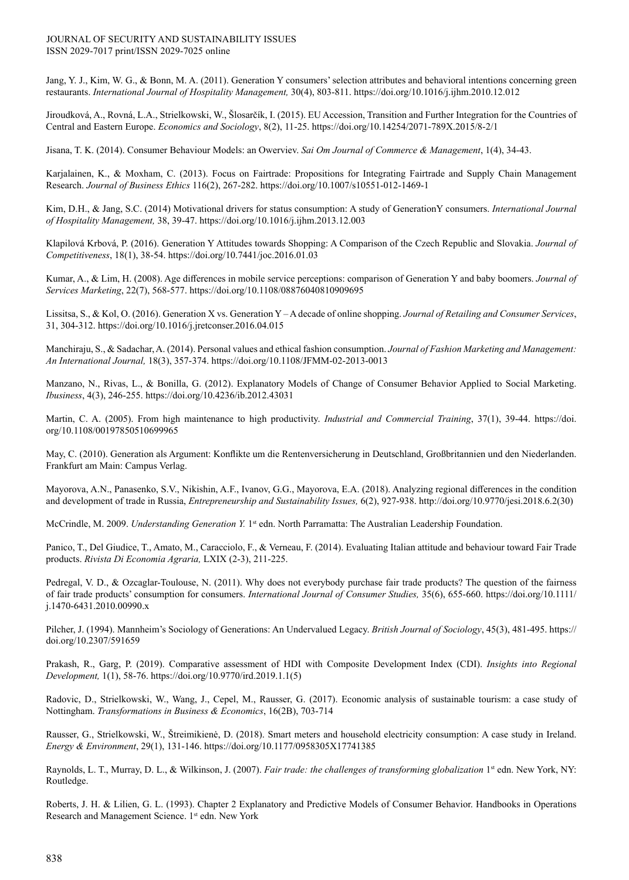Jang, Y. J., Kim, W. G., & Bonn, M. A. (2011). Generation Y consumers' selection attributes and behavioral intentions concerning green restaurants. *International Journal of Hospitality Management,* 30(4), 803-811. https://doi.org/10.1016/j.ijhm.2010.12.012

Jiroudková, A., Rovná, L.A., Strielkowski, W., Šlosarčík, I. (2015). EU Accession, Transition and Further Integration for the Countries of Central and Eastern Europe. *Economics and Sociology*, 8(2), 11-25. https://doi.org/10.14254/2071-789X.2015/8-2/1

Jisana, T. K. (2014). Consumer Behaviour Models: an Owerviev. *Sai Om Journal of Commerce & Management*, 1(4), 34-43.

Karjalainen, K., & Moxham, C. (2013). Focus on Fairtrade: Propositions for Integrating Fairtrade and Supply Chain Management Research. *Journal of Business Ethics* 116(2), 267-282. https://doi.org/10.1007/s10551-012-1469-1

Kim, D.H., & Jang, S.C. (2014) Motivational drivers for status consumption: A study of GenerationY consumers. *International Journal of Hospitality Management,* 38, 39-47. https://doi.org/10.1016/j.ijhm.2013.12.003

Klapilová Krbová, P. (2016). Generation Y Attitudes towards Shopping: A Comparison of the Czech Republic and Slovakia. *Journal of Competitiveness*, 18(1), 38-54. https://doi.org/10.7441/joc.2016.01.03

Kumar, A., & Lim, H. (2008). Age differences in mobile service perceptions: comparison of Generation Y and baby boomers. *Journal of Services Marketing*, 22(7), 568-577. https://doi.org/10.1108/08876040810909695

Lissitsa, S., & Kol, O. (2016). Generation X vs. Generation Y – A decade of online shopping. *Journal of Retailing and Consumer Services*, 31, 304-312. https://doi.org/10.1016/j.jretconser.2016.04.015

Manchiraju, S., & Sadachar, A. (2014). Personal values and ethical fashion consumption. *Journal of Fashion Marketing and Management: An International Journal,* 18(3), 357-374. https://doi.org/10.1108/JFMM-02-2013-0013

Manzano, N., Rivas, L., & Bonilla, G. (2012). Explanatory Models of Change of Consumer Behavior Applied to Social Marketing. *Ibusiness*, 4(3), 246-255. https://doi.org/10.4236/ib.2012.43031

Martin, C. A. (2005). From high maintenance to high productivity. *Industrial and Commercial Training*, 37(1), 39-44. https://doi.org/10.1108/00197850510699965

May, C. (2010). Generation als Argument: Konflikte um die Rentenversicherung in Deutschland, Großbritannien und den Niederlanden. Frankfurt am Main: Campus Verlag.

Mayorova, A.N., Panasenko, S.V., Nikishin, A.F., Ivanov, G.G., Mayorova, E.A. (2018). Analyzing regional differences in the condition and development of trade in Russia, *Entrepreneurship and Sustainability Issues,* 6(2), 927-938. http://doi.org/10.9770/jesi.2018.6.2(30)

McCrindle, M. 2009. *Understanding Generation Y.* 1st edn. North Parramatta: The Australian Leadership Foundation.

Panico, T., Del Giudice, T., Amato, M., Caracciolo, F., & Verneau, F. (2014). Evaluating Italian attitude and behaviour toward Fair Trade products. *Rivista Di Economia Agraria,* LXIX (2-3), 211-225.

Pedregal, V. D., & Ozcaglar-Toulouse, N. (2011). Why does not everybody purchase fair trade products? The question of the fairness of fair trade products' consumption for consumers. *International Journal of Consumer Studies,* 35(6), 655-660. https://doi.org/10.1111/j.1470-6431.2010.00990.x

Pilcher, J. (1994). Mannheim's Sociology of Generations: An Undervalued Legacy. *British Journal of Sociology*, 45(3), 481-495. https://doi.org/10.2307/591659

Prakash, R., Garg, P. (2019). Comparative assessment of HDI with Composite Development Index (CDI). *Insights into Regional Development,* 1(1), 58-76. https://doi.org/10.9770/ird.2019.1.1(5)

Radovic, D., Strielkowski, W., Wang, J., Cepel, M., Rausser, G. (2017). Economic analysis of sustainable tourism: a case study of Nottingham. *Transformations in Business & Economics*, 16(2B), 703-714

Rausser, G., Strielkowski, W., Štreimikienė, D. (2018). Smart meters and household electricity consumption: A case study in Ireland. *Energy & Environment*, 29(1), 131-146. https://doi.org/10.1177/0958305X17741385

Raynolds, L. T., Murray, D. L., & Wilkinson, J. (2007). *Fair trade: the challenges of transforming globalization* 1st edn. New York, NY: Routledge.

Roberts, J. H. & Lilien, G. L. (1993). Chapter 2 Explanatory and Predictive Models of Consumer Behavior. Handbooks in Operations Research and Management Science. 1st edn. New York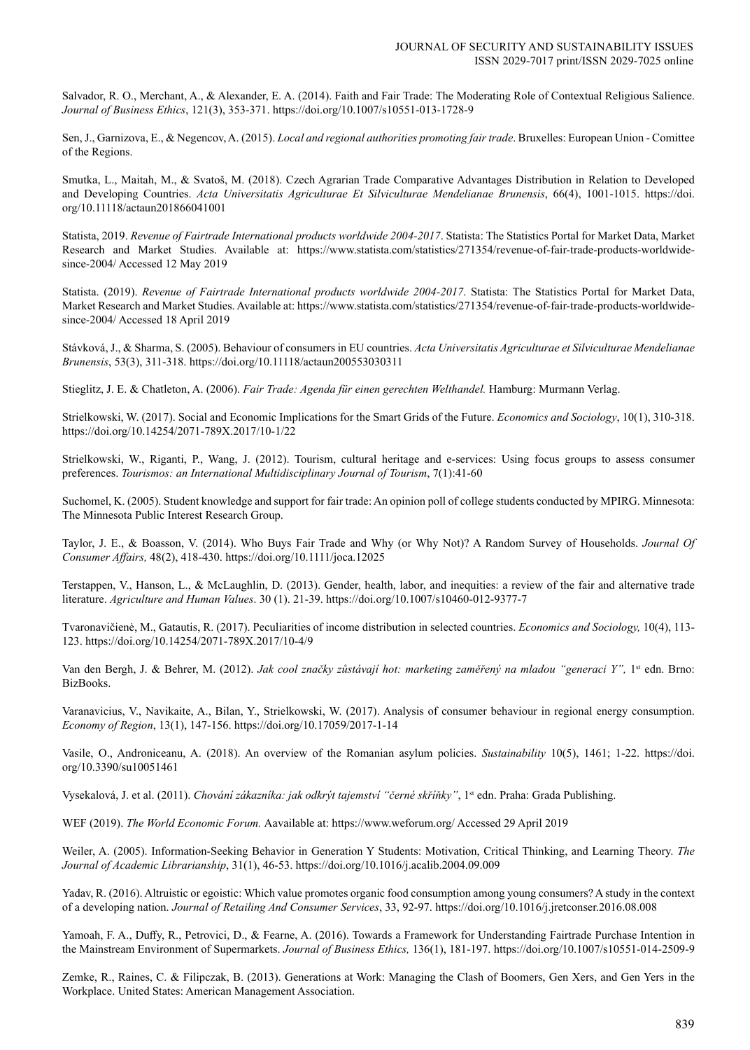Salvador, R. O., Merchant, A., & Alexander, E. A. (2014). Faith and Fair Trade: The Moderating Role of Contextual Religious Salience. *Journal of Business Ethics*, 121(3), 353-371. https://doi.org/10.1007/s10551-013-1728-9

Sen, J., Garnizova, E., & Negencov, A. (2015). *Local and regional authorities promoting fair trade*. Bruxelles: European Union - Comittee of the Regions.

Smutka, L., Maitah, M., & Svatoš, M. (2018). Czech Agrarian Trade Comparative Advantages Distribution in Relation to Developed and Developing Countries. *Acta Universitatis Agriculturae Et Silviculturae Mendelianae Brunensis*, 66(4), 1001-1015. https://doi.org/10.11118/actaun201866041001

Statista, 2019. *Revenue of Fairtrade International products worldwide 2004-2017*. Statista: The Statistics Portal for Market Data, Market Research and Market Studies. Available at: https://www.statista.com/statistics/271354/revenue-of-fair-trade-products-worldwide-since-2004/ Accessed 12 May 2019

Statista. (2019). *Revenue of Fairtrade International products worldwide 2004-2017*. Statista: The Statistics Portal for Market Data, Market Research and Market Studies. Available at: https://www.statista.com/statistics/271354/revenue-of-fair-trade-products-worldwide-since-2004/ Accessed 18 April 2019

Stávková, J., & Sharma, S. (2005). Behaviour of consumers in EU countries. *Acta Universitatis Agriculturae et Silviculturae Mendelianae Brunensis*, 53(3), 311-318. https://doi.org/10.11118/actaun200553030311

Stieglitz, J. E. & Chatleton, A. (2006). *Fair Trade: Agenda für einen gerechten Welthandel.* Hamburg: Murmann Verlag.

Strielkowski, W. (2017). Social and Economic Implications for the Smart Grids of the Future. *Economics and Sociology*, 10(1), 310-318. https://doi.org/10.14254/2071-789X.2017/10-1/22

Strielkowski, W., Riganti, P., Wang, J. (2012). Tourism, cultural heritage and e-services: Using focus groups to assess consumer preferences. *Tourismos: an International Multidisciplinary Journal of Tourism*, 7(1):41-60

Suchomel, K. (2005). Student knowledge and support for fair trade: An opinion poll of college students conducted by MPIRG. Minnesota: The Minnesota Public Interest Research Group.

Taylor, J. E., & Boasson, V. (2014). Who Buys Fair Trade and Why (or Why Not)? A Random Survey of Households. *Journal Of Consumer Affairs,* 48(2), 418-430. https://doi.org/10.1111/joca.12025

Terstappen, V., Hanson, L., & McLaughlin, D. (2013). Gender, health, labor, and inequities: a review of the fair and alternative trade literature. *Agriculture and Human Values*. 30 (1). 21-39. https://doi.org/10.1007/s10460-012-9377-7

Tvaronavičienė, M., Gatautis, R. (2017). Peculiarities of income distribution in selected countries. *Economics and Sociology,* 10(4), 113-123. https://doi.org/10.14254/2071-789X.2017/10-4/9

Van den Bergh, J. & Behrer, M. (2012). *Jak cool značky zůstávají hot: marketing zaměřený na mladou "generaci Y",* 1st edn. Brno: BizBooks.

Varanavicius, V., Navikaite, A., Bilan, Y., Strielkowski, W. (2017). Analysis of consumer behaviour in regional energy consumption. *Economy of Region*, 13(1), 147-156. https://doi.org/10.17059/2017-1-14

Vasile, O., Androniceanu, A. (2018). An overview of the Romanian asylum policies. *Sustainability* 10(5), 1461; 1-22. https://doi.org/10.3390/su10051461

Vysekalová, J. et al. (2011). *Chování zákazníka: jak odkrýt tajemství "černé skříňky"*, 1st edn. Praha: Grada Publishing.

WEF (2019). *The World Economic Forum.* Aavailable at: https://www.weforum.org/ Accessed 29 April 2019

Weiler, A. (2005). Information-Seeking Behavior in Generation Y Students: Motivation, Critical Thinking, and Learning Theory. *The Journal of Academic Librarianship*, 31(1), 46-53. https://doi.org/10.1016/j.acalib.2004.09.009

Yadav, R. (2016). Altruistic or egoistic: Which value promotes organic food consumption among young consumers? A study in the context of a developing nation. *Journal of Retailing And Consumer Services*, 33, 92-97. https://doi.org/10.1016/j.jretconser.2016.08.008

Yamoah, F. A., Duffy, R., Petrovici, D., & Fearne, A. (2016). Towards a Framework for Understanding Fairtrade Purchase Intention in the Mainstream Environment of Supermarkets. *Journal of Business Ethics,* 136(1), 181-197. https://doi.org/10.1007/s10551-014-2509-9

Zemke, R., Raines, C. & Filipczak, B. (2013). Generations at Work: Managing the Clash of Boomers, Gen Xers, and Gen Yers in the Workplace. United States: American Management Association.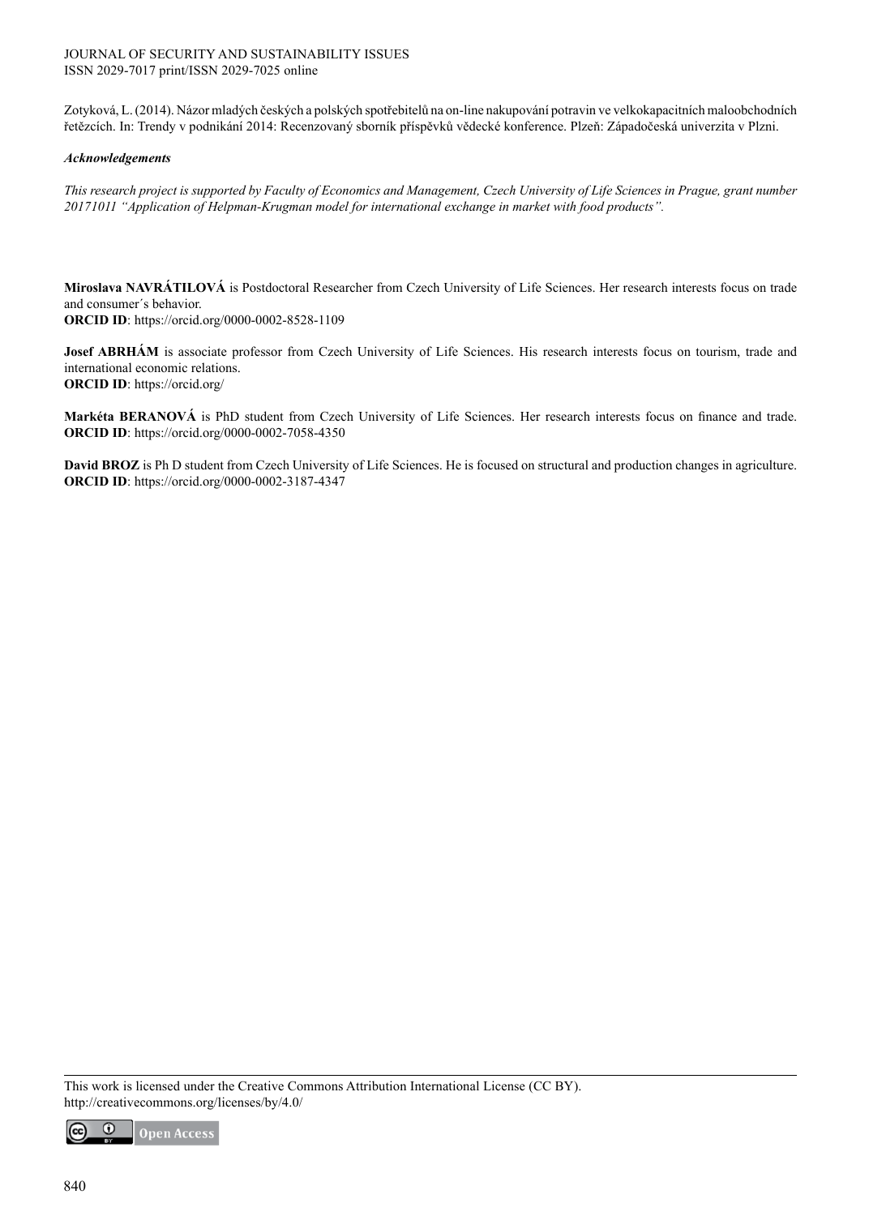Zotyková, L. (2014). Názor mladých českých a polských spotřebitelů na on-line nakupování potravin ve velkokapacitních maloobchodních řetězcích. In: Trendy v podnikání 2014: Recenzovaný sborník příspěvků vědecké konference. Plzeň: Západočeská univerzita v Plzni.

***Acknowledgements***

*This research project is supported by Faculty of Economics and Management, Czech University of Life Sciences in Prague, grant number 20171011 "Application of Helpman-Krugman model for international exchange in market with food products".*

**Miroslava NAVRÁTILOVÁ** is Postdoctoral Researcher from Czech University of Life Sciences. Her research interests focus on trade and consumer´s behavior.
**ORCID ID**: https://orcid.org/0000-0002-8528-1109

**Josef ABRHÁM** is associate professor from Czech University of Life Sciences. His research interests focus on tourism, trade and international economic relations.
**ORCID ID**: https://orcid.org/

**Markéta BERANOVÁ** is PhD student from Czech University of Life Sciences. Her research interests focus on finance and trade.
**ORCID ID**: https://orcid.org/0000-0002-7058-4350

**David BROZ** is Ph D student from Czech University of Life Sciences. He is focused on structural and production changes in agriculture.
**ORCID ID**: https://orcid.org/0000-0002-3187-4347

This work is licensed under the Creative Commons Attribution International License (CC BY).
http://creativecommons.org/licenses/by/4.0/

Open Access